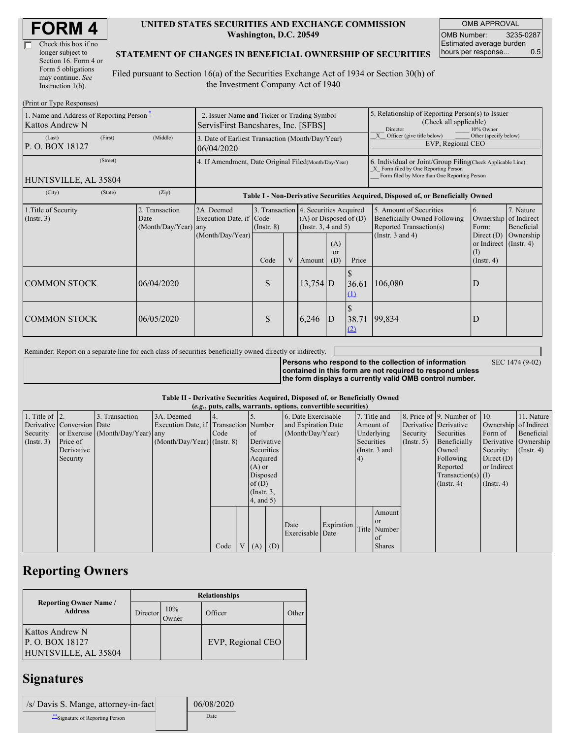# FORM 4

☐ Check this box if no longer subject to Section 16. Form 4 or Form 5 obligations may continue. *See* Instruction 1(b).

**UNITED STATES SECURITIES AND EXCHANGE COMMISSION**
**Washington, D.C. 20549**

**STATEMENT OF CHANGES IN BENEFICIAL OWNERSHIP OF SECURITIES**

Filed pursuant to Section 16(a) of the Securities Exchange Act of 1934 or Section 30(h) of the Investment Company Act of 1940

| OMB APPROVAL | |
|---|---|
| OMB Number: | 3235-0287 |
| Estimated average burden hours per response... | 0.5 |

(Print or Type Responses)

| 1. Name and Address of Reporting Person * | 2. Issuer Name and Ticker or Trading Symbol | 5. Relationship of Reporting Person(s) to Issuer (Check all applicable) |
|---|---|---|
| Kattos Andrew N | ServisFirst Bancshares, Inc. [SFBS] | ___ Director ___ 10% Owner |
| (Last) (First) (Middle) | 3. Date of Earliest Transaction (Month/Day/Year) | _X_ Officer (give title below) ___ Other (specify below) |
| P. O. BOX 18127 | 06/04/2020 | EVP, Regional CEO |
| (Street) | 4. If Amendment, Date Original Filed (Month/Day/Year) | 6. Individual or Joint/Group Filing (Check Applicable Line) |
| HUNTSVILLE, AL 35804 | | _X_ Form filed by One Reporting Person; ___ Form filed by More than One Reporting Person |
| (City) (State) (Zip) | | |

**Table I - Non-Derivative Securities Acquired, Disposed of, or Beneficially Owned**

| 1.Title of Security (Instr. 3) | 2. Transaction Date (Month/Day/Year) | 2A. Deemed Execution Date, if any (Month/Day/Year) | 3. Transaction Code (Instr. 8) Code | V | 4. Securities Acquired (A) or Disposed of (D) (Instr. 3, 4 and 5) Amount | (A) or (D) | Price | 5. Amount of Securities Beneficially Owned Following Reported Transaction(s) (Instr. 3 and 4) | 6. Ownership Form: Direct (D) or Indirect (I) (Instr. 4) | 7. Nature of Indirect Beneficial Ownership (Instr. 4) |
|---|---|---|---|---|---|---|---|---|---|---|
| COMMON STOCK | 06/04/2020 | | S | | 13,754 | D | $ 36.61 (1) | 106,080 | D | |
| COMMON STOCK | 06/05/2020 | | S | | 6,246 | D | $ 38.71 (2) | 99,834 | D | |

Reminder: Report on a separate line for each class of securities beneficially owned directly or indirectly.

**Persons who respond to the collection of information contained in this form are not required to respond unless the form displays a currently valid OMB control number.** SEC 1474 (9-02)

**Table II - Derivative Securities Acquired, Disposed of, or Beneficially Owned**
***(e.g.*, puts, calls, warrants, options, convertible securities)**

| 1. Title of Derivative Security (Instr. 3) | 2. Conversion or Exercise Price of Derivative Security | 3. Transaction Date (Month/Day/Year) | 3A. Deemed Execution Date, if any (Month/Day/Year) | 4. Transaction Code (Instr. 8) Code | V | 5. Number of Derivative Securities Acquired (A) or Disposed of (D) (Instr. 3, 4, and 5) (A) | (D) | 6. Date Exercisable and Expiration Date (Month/Day/Year) Date Exercisable | Expiration Date | 7. Title and Amount of Underlying Securities (Instr. 3 and 4) Title | Amount or Number of Shares | 8. Price of Derivative Security (Instr. 5) | 9. Number of Derivative Securities Beneficially Owned Following Reported Transaction(s) (Instr. 4) | 10. Ownership Form of Derivative Security: Direct (D) or Indirect (I) (Instr. 4) | 11. Nature of Indirect Beneficial Ownership (Instr. 4) |
|---|---|---|---|---|---|---|---|---|---|---|---|---|---|---|---|

## Reporting Owners

| Reporting Owner Name / Address | Relationships | | | |
|---|---|---|---|---|
| | Director | 10% Owner | Officer | Other |
| Kattos Andrew N<br>P. O. BOX 18127<br>HUNTSVILLE, AL 35804 | | | EVP, Regional CEO | |

## Signatures

| /s/ Davis S. Mange, attorney-in-fact | 06/08/2020 |
|---|---|
| **Signature of Reporting Person | Date |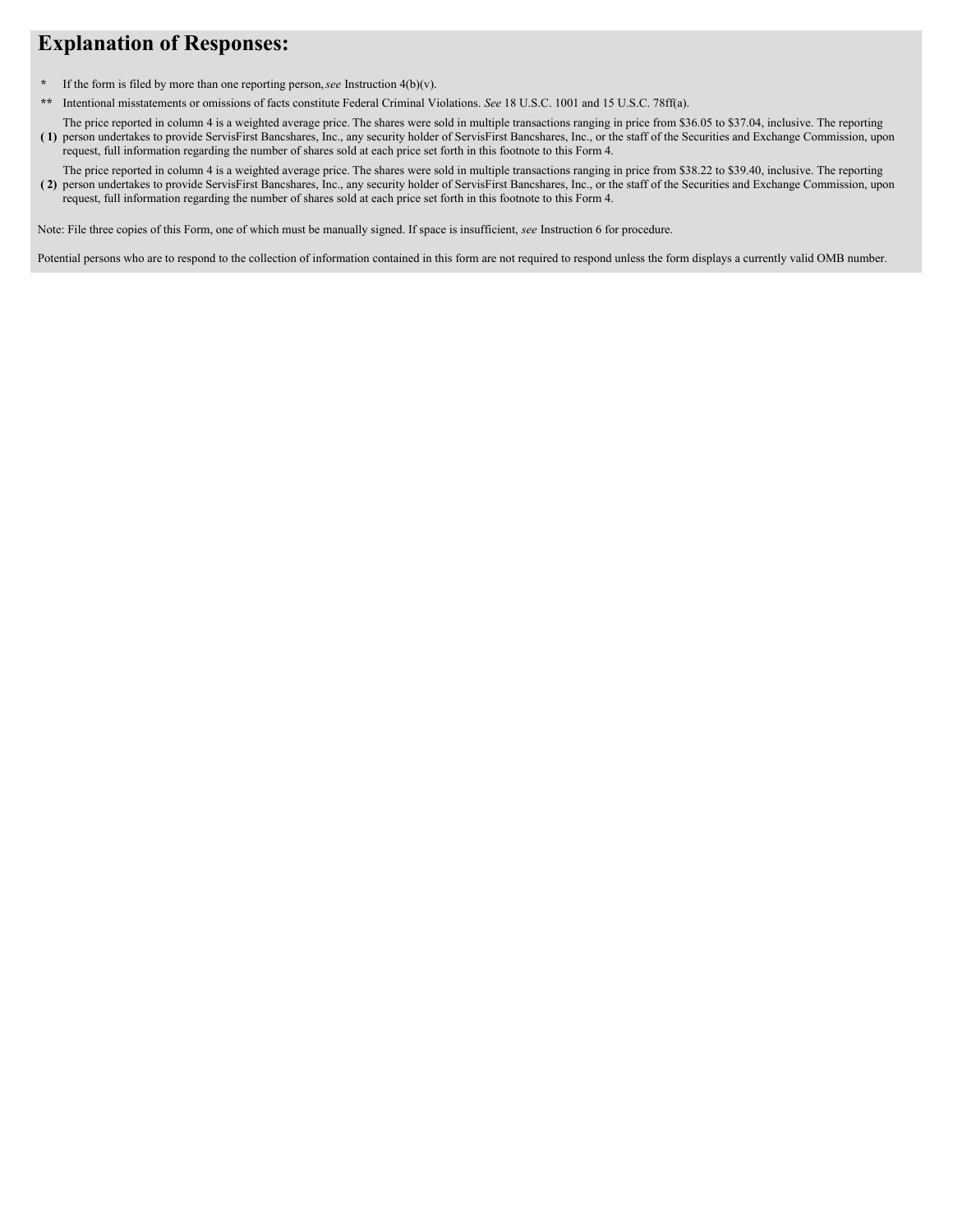# Explanation of Responses:

\* If the form is filed by more than one reporting person, *see* Instruction 4(b)(v).

\*\* Intentional misstatements or omissions of facts constitute Federal Criminal Violations. *See* 18 U.S.C. 1001 and 15 U.S.C. 78ff(a).

**( 1)** The price reported in column 4 is a weighted average price. The shares were sold in multiple transactions ranging in price from $36.05 to $37.04, inclusive. The reporting person undertakes to provide ServisFirst Bancshares, Inc., any security holder of ServisFirst Bancshares, Inc., or the staff of the Securities and Exchange Commission, upon request, full information regarding the number of shares sold at each price set forth in this footnote to this Form 4.

**( 2)** The price reported in column 4 is a weighted average price. The shares were sold in multiple transactions ranging in price from $38.22 to $39.40, inclusive. The reporting person undertakes to provide ServisFirst Bancshares, Inc., any security holder of ServisFirst Bancshares, Inc., or the staff of the Securities and Exchange Commission, upon request, full information regarding the number of shares sold at each price set forth in this footnote to this Form 4.

Note: File three copies of this Form, one of which must be manually signed. If space is insufficient, *see* Instruction 6 for procedure.

Potential persons who are to respond to the collection of information contained in this form are not required to respond unless the form displays a currently valid OMB number.